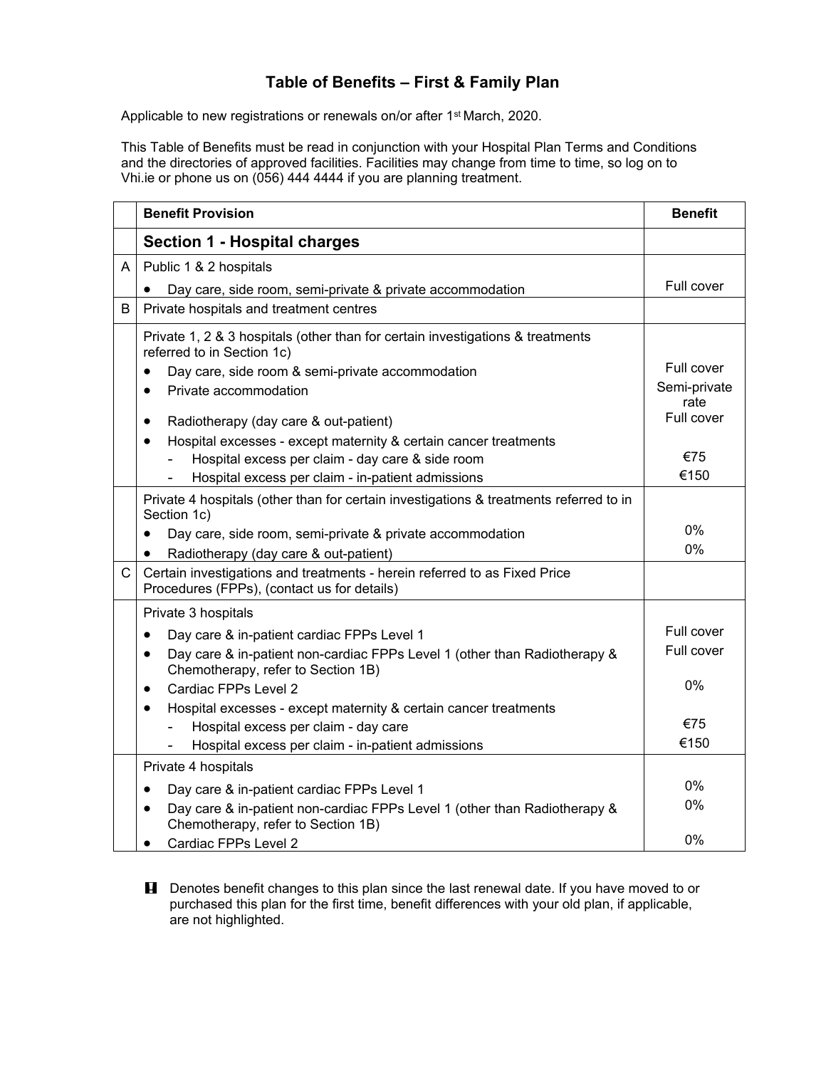# Table of Benefits – First & Family Plan

Applicable to new registrations or renewals on/or after 1st March, 2020.

This Table of Benefits must be read in conjunction with your Hospital Plan Terms and Conditions and the directories of approved facilities. Facilities may change from time to time, so log on to Vhi.ie or phone us on (056) 444 4444 if you are planning treatment.

| | Benefit Provision | Benefit |
|---|---|---|
| | **Section 1 - Hospital charges** | |
| A | Public 1 & 2 hospitals | |
| | • Day care, side room, semi-private & private accommodation | Full cover |
| B | Private hospitals and treatment centres | |
| | Private 1, 2 & 3 hospitals (other than for certain investigations & treatments referred to in Section 1c) | |
| | • Day care, side room & semi-private accommodation | Full cover |
| | • Private accommodation | Semi-private rate |
| | • Radiotherapy (day care & out-patient) | Full cover |
| | • Hospital excesses - except maternity & certain cancer treatments | |
| | - Hospital excess per claim - day care & side room | €75 |
| | - Hospital excess per claim - in-patient admissions | €150 |
| | Private 4 hospitals (other than for certain investigations & treatments referred to in Section 1c) | |
| | • Day care, side room, semi-private & private accommodation | 0% |
| | • Radiotherapy (day care & out-patient) | 0% |
| C | Certain investigations and treatments - herein referred to as Fixed Price Procedures (FPPs), (contact us for details) | |
| | Private 3 hospitals | |
| | • Day care & in-patient cardiac FPPs Level 1 | Full cover |
| | • Day care & in-patient non-cardiac FPPs Level 1 (other than Radiotherapy & Chemotherapy, refer to Section 1B) | Full cover |
| | • Cardiac FPPs Level 2 | 0% |
| | • Hospital excesses - except maternity & certain cancer treatments | |
| | - Hospital excess per claim - day care | €75 |
| | - Hospital excess per claim - in-patient admissions | €150 |
| | Private 4 hospitals | |
| | • Day care & in-patient cardiac FPPs Level 1 | 0% |
| | • Day care & in-patient non-cardiac FPPs Level 1 (other than Radiotherapy & Chemotherapy, refer to Section 1B) | 0% |
| | • Cardiac FPPs Level 2 | 0% |

! Denotes benefit changes to this plan since the last renewal date. If you have moved to or purchased this plan for the first time, benefit differences with your old plan, if applicable, are not highlighted.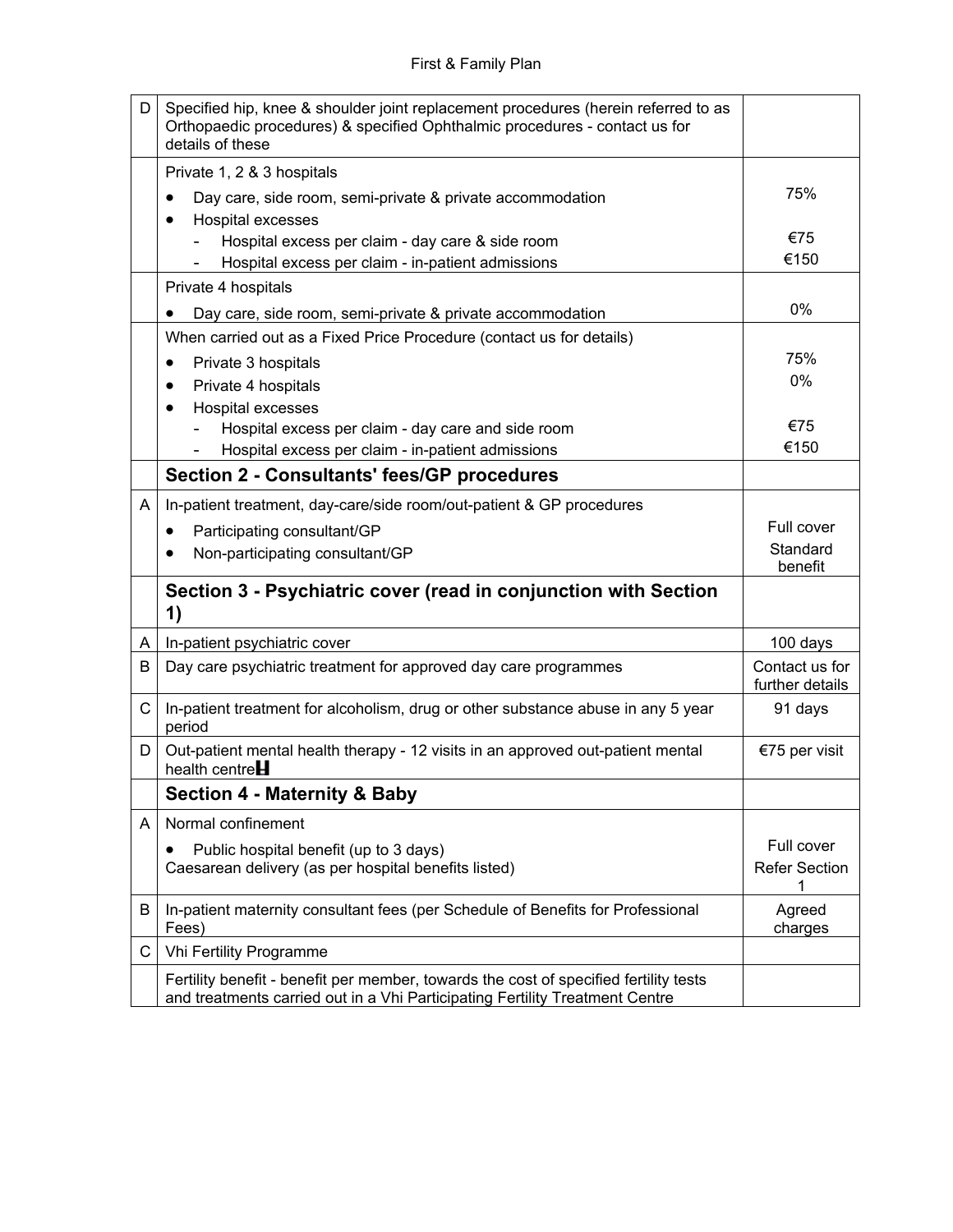| | | |
|---|---|---|
| D | Specified hip, knee & shoulder joint replacement procedures (herein referred to as Orthopaedic procedures) & specified Ophthalmic procedures - contact us for details of these | |
| | Private 1, 2 & 3 hospitals<br>• Day care, side room, semi-private & private accommodation<br>• Hospital excesses<br>- Hospital excess per claim - day care & side room<br>- Hospital excess per claim - in-patient admissions | 75%<br><br>€75<br>€150 |
| | Private 4 hospitals<br>• Day care, side room, semi-private & private accommodation | 0% |
| | When carried out as a Fixed Price Procedure (contact us for details)<br>• Private 3 hospitals<br>• Private 4 hospitals<br>• Hospital excesses<br>- Hospital excess per claim - day care and side room<br>- Hospital excess per claim - in-patient admissions | <br>75%<br>0%<br><br>€75<br>€150 |
| | **Section 2 - Consultants' fees/GP procedures** | |
| A | In-patient treatment, day-care/side room/out-patient & GP procedures<br>• Participating consultant/GP<br>• Non-participating consultant/GP | <br>Full cover<br>Standard benefit |
| | **Section 3 - Psychiatric cover (read in conjunction with Section 1)** | |
| A | In-patient psychiatric cover | 100 days |
| B | Day care psychiatric treatment for approved day care programmes | Contact us for further details |
| C | In-patient treatment for alcoholism, drug or other substance abuse in any 5 year period | 91 days |
| D | Out-patient mental health therapy - 12 visits in an approved out-patient mental health centre | €75 per visit |
| | **Section 4 - Maternity & Baby** | |
| A | Normal confinement<br>• Public hospital benefit (up to 3 days)<br>Caesarean delivery (as per hospital benefits listed) | <br>Full cover<br>Refer Section 1 |
| B | In-patient maternity consultant fees (per Schedule of Benefits for Professional Fees) | Agreed charges |
| C | Vhi Fertility Programme | |
| | Fertility benefit - benefit per member, towards the cost of specified fertility tests and treatments carried out in a Vhi Participating Fertility Treatment Centre | |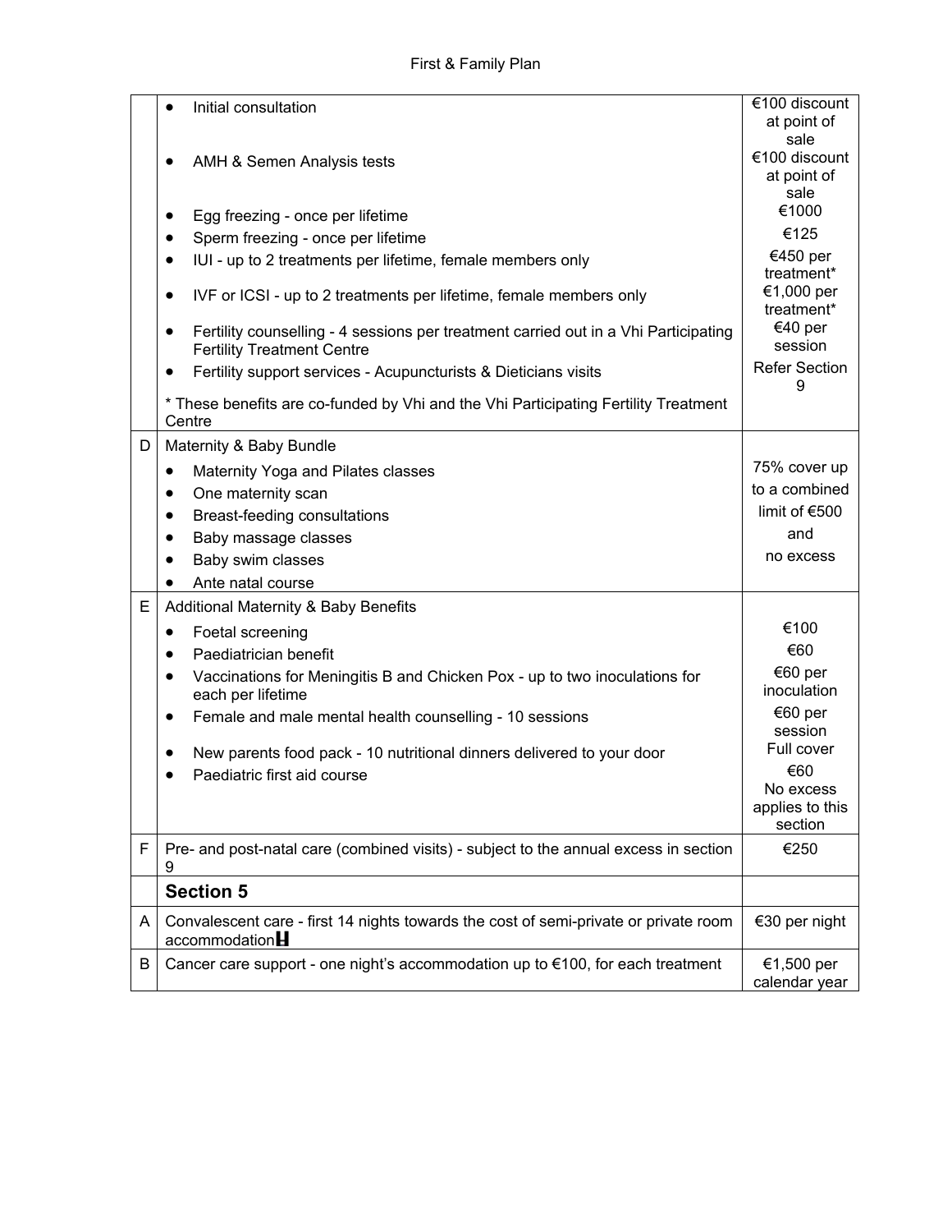|  |  |  |
|---|---|---|
|  | • Initial consultation<br>• AMH & Semen Analysis tests<br>• Egg freezing - once per lifetime<br>• Sperm freezing - once per lifetime<br>• IUI - up to 2 treatments per lifetime, female members only<br>• IVF or ICSI - up to 2 treatments per lifetime, female members only<br>• Fertility counselling - 4 sessions per treatment carried out in a Vhi Participating Fertility Treatment Centre<br>• Fertility support services - Acupuncturists & Dieticians visits<br>* These benefits are co-funded by Vhi and the Vhi Participating Fertility Treatment Centre | €100 discount at point of sale<br>€100 discount at point of sale<br>€1000<br>€125<br>€450 per treatment*<br>€1,000 per treatment*<br>€40 per session<br>Refer Section 9 |
| D | Maternity & Baby Bundle<br>• Maternity Yoga and Pilates classes<br>• One maternity scan<br>• Breast-feeding consultations<br>• Baby massage classes<br>• Baby swim classes<br>• Ante natal course | 75% cover up to a combined limit of €500 and no excess |
| E | Additional Maternity & Baby Benefits<br>• Foetal screening<br>• Paediatrician benefit<br>• Vaccinations for Meningitis B and Chicken Pox - up to two inoculations for each per lifetime<br>• Female and male mental health counselling - 10 sessions<br>• New parents food pack - 10 nutritional dinners delivered to your door<br>• Paediatric first aid course | €100<br>€60<br>€60 per inoculation<br>€60 per session<br>Full cover<br>€60<br>No excess applies to this section |
| F | Pre- and post-natal care (combined visits) - subject to the annual excess in section 9 | €250 |
|  | **Section 5** |  |
| A | Convalescent care - first 14 nights towards the cost of semi-private or private room accommodation | €30 per night |
| B | Cancer care support - one night's accommodation up to €100, for each treatment | €1,500 per calendar year |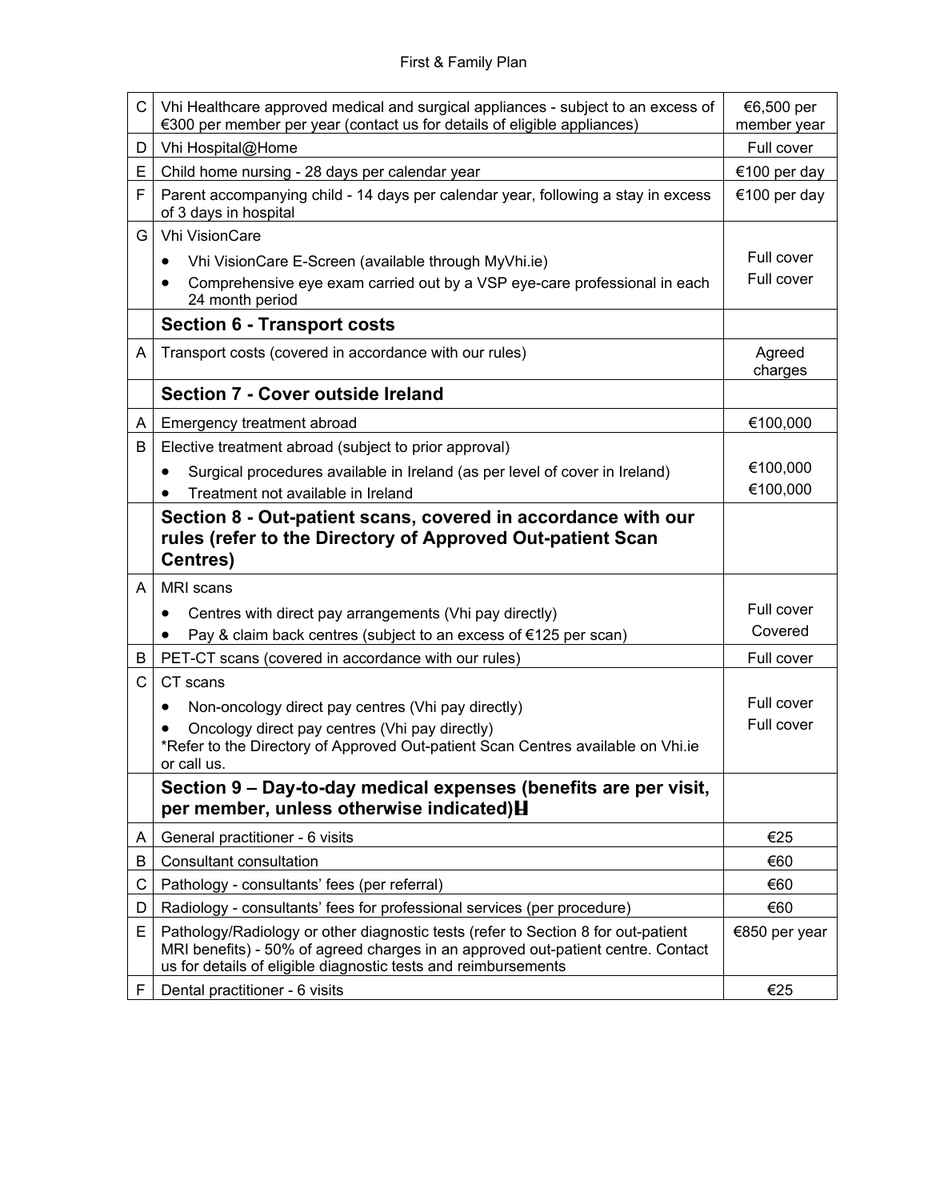| | | |
|---|---|---|
| C | Vhi Healthcare approved medical and surgical appliances - subject to an excess of €300 per member per year (contact us for details of eligible appliances) | €6,500 per member year |
| D | Vhi Hospital@Home | Full cover |
| E | Child home nursing - 28 days per calendar year | €100 per day |
| F | Parent accompanying child - 14 days per calendar year, following a stay in excess of 3 days in hospital | €100 per day |
| G | Vhi VisionCare<br>• Vhi VisionCare E-Screen (available through MyVhi.ie)<br>• Comprehensive eye exam carried out by a VSP eye-care professional in each 24 month period | <br>Full cover<br>Full cover |
| | **Section 6 - Transport costs** | |
| A | Transport costs (covered in accordance with our rules) | Agreed charges |
| | **Section 7 - Cover outside Ireland** | |
| A | Emergency treatment abroad | €100,000 |
| B | Elective treatment abroad (subject to prior approval)<br>• Surgical procedures available in Ireland (as per level of cover in Ireland)<br>• Treatment not available in Ireland | <br>€100,000<br>€100,000 |
| | **Section 8 - Out-patient scans, covered in accordance with our rules (refer to the Directory of Approved Out-patient Scan Centres)** | |
| A | MRI scans<br>• Centres with direct pay arrangements (Vhi pay directly)<br>• Pay & claim back centres (subject to an excess of €125 per scan) | <br>Full cover<br>Covered |
| B | PET-CT scans (covered in accordance with our rules) | Full cover |
| C | CT scans<br>• Non-oncology direct pay centres (Vhi pay directly)<br>• Oncology direct pay centres (Vhi pay directly)<br>*Refer to the Directory of Approved Out-patient Scan Centres available on Vhi.ie or call us. | <br>Full cover<br>Full cover |
| | **Section 9 – Day-to-day medical expenses (benefits are per visit, per member, unless otherwise indicated)** | |
| A | General practitioner - 6 visits | €25 |
| B | Consultant consultation | €60 |
| C | Pathology - consultants' fees (per referral) | €60 |
| D | Radiology - consultants' fees for professional services (per procedure) | €60 |
| E | Pathology/Radiology or other diagnostic tests (refer to Section 8 for out-patient MRI benefits) - 50% of agreed charges in an approved out-patient centre. Contact us for details of eligible diagnostic tests and reimbursements | €850 per year |
| F | Dental practitioner - 6 visits | €25 |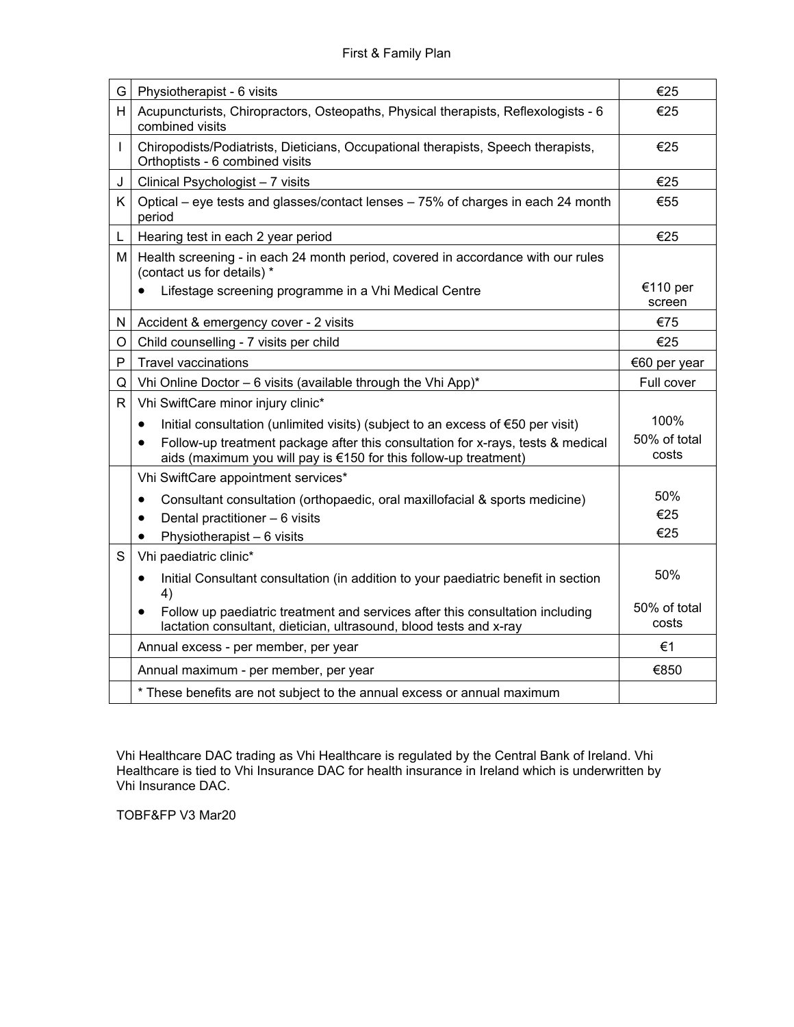| | | |
|---|---|---|
| G | Physiotherapist - 6 visits | €25 |
| H | Acupuncturists, Chiropractors, Osteopaths, Physical therapists, Reflexologists - 6 combined visits | €25 |
| I | Chiropodists/Podiatrists, Dieticians, Occupational therapists, Speech therapists, Orthoptists - 6 combined visits | €25 |
| J | Clinical Psychologist – 7 visits | €25 |
| K | Optical – eye tests and glasses/contact lenses – 75% of charges in each 24 month period | €55 |
| L | Hearing test in each 2 year period | €25 |
| M | Health screening - in each 24 month period, covered in accordance with our rules (contact us for details) * | |
| | • Lifestage screening programme in a Vhi Medical Centre | €110 per screen |
| N | Accident & emergency cover - 2 visits | €75 |
| O | Child counselling - 7 visits per child | €25 |
| P | Travel vaccinations | €60 per year |
| Q | Vhi Online Doctor – 6 visits (available through the Vhi App)* | Full cover |
| R | Vhi SwiftCare minor injury clinic* | |
| | • Initial consultation (unlimited visits) (subject to an excess of €50 per visit) | 100% |
| | • Follow-up treatment package after this consultation for x-rays, tests & medical aids (maximum you will pay is €150 for this follow-up treatment) | 50% of total costs |
| | Vhi SwiftCare appointment services* | |
| | • Consultant consultation (orthopaedic, oral maxillofacial & sports medicine) | 50% |
| | • Dental practitioner – 6 visits | €25 |
| | • Physiotherapist – 6 visits | €25 |
| S | Vhi paediatric clinic* | |
| | • Initial Consultant consultation (in addition to your paediatric benefit in section 4) | 50% |
| | • Follow up paediatric treatment and services after this consultation including lactation consultant, dietician, ultrasound, blood tests and x-ray | 50% of total costs |
| | Annual excess - per member, per year | €1 |
| | Annual maximum - per member, per year | €850 |
| | * These benefits are not subject to the annual excess or annual maximum | |

Vhi Healthcare DAC trading as Vhi Healthcare is regulated by the Central Bank of Ireland. Vhi Healthcare is tied to Vhi Insurance DAC for health insurance in Ireland which is underwritten by Vhi Insurance DAC.

TOBF&FP V3 Mar20